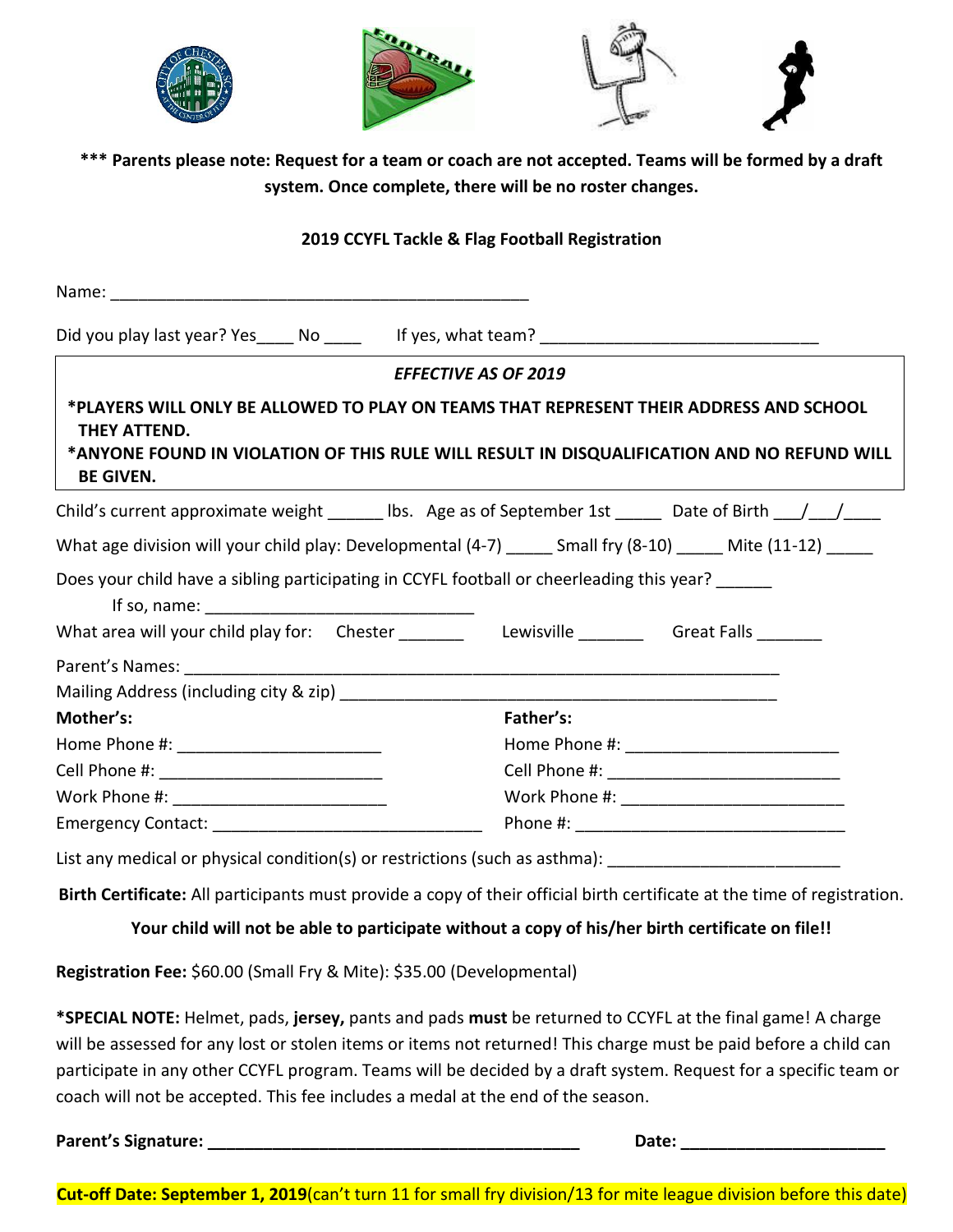**\*\*\* Parents please note: Request for a team or coach are not accepted. Teams will be formed by a draft system. Once complete, there will be no roster changes.**

**2019 CCYFL Tackle & Flag Football Registration**

Name: ______________________________________________

Did you play last year? Yes____ No ____ If yes, what team? ______________________________

*EFFECTIVE AS OF 2019*

**\*PLAYERS WILL ONLY BE ALLOWED TO PLAY ON TEAMS THAT REPRESENT THEIR ADDRESS AND SCHOOL THEY ATTEND.**

**\*ANYONE FOUND IN VIOLATION OF THIS RULE WILL RESULT IN DISQUALIFICATION AND NO REFUND WILL BE GIVEN.**

Child's current approximate weight ______ lbs. Age as of September 1st _____ Date of Birth ___/___/____

What age division will your child play: Developmental (4-7) _____ Small fry (8-10) _____ Mite (11-12) _____

Does your child have a sibling participating in CCYFL football or cheerleading this year? ______

If so, name: _____________________________

What area will your child play for: Chester _______ Lewisville _______ Great Falls _______

Parent's Names: _________________________________________________________________

Mailing Address (including city & zip) ________________________________________________

**Mother's:**

Home Phone #: ______________________

Cell Phone #: ________________________

Work Phone #: _______________________

Emergency Contact: ____________________________

**Father's:**

Home Phone #: _______________________

Cell Phone #: _________________________

Work Phone #: ________________________

Phone #: _____________________________

List any medical or physical condition(s) or restrictions (such as asthma): _________________________

**Birth Certificate:** All participants must provide a copy of their official birth certificate at the time of registration.

**Your child will not be able to participate without a copy of his/her birth certificate on file!!**

**Registration Fee:** $60.00 (Small Fry & Mite): $35.00 (Developmental)

**\*SPECIAL NOTE:** Helmet, pads, **jersey,** pants and pads **must** be returned to CCYFL at the final game! A charge will be assessed for any lost or stolen items or items not returned! This charge must be paid before a child can participate in any other CCYFL program. Teams will be decided by a draft system. Request for a specific team or coach will not be accepted. This fee includes a medal at the end of the season.

**Parent's Signature: ________________________________________** **Date: ______________________**

**Cut-off Date: September 1, 2019**(can't turn 11 for small fry division/13 for mite league division before this date)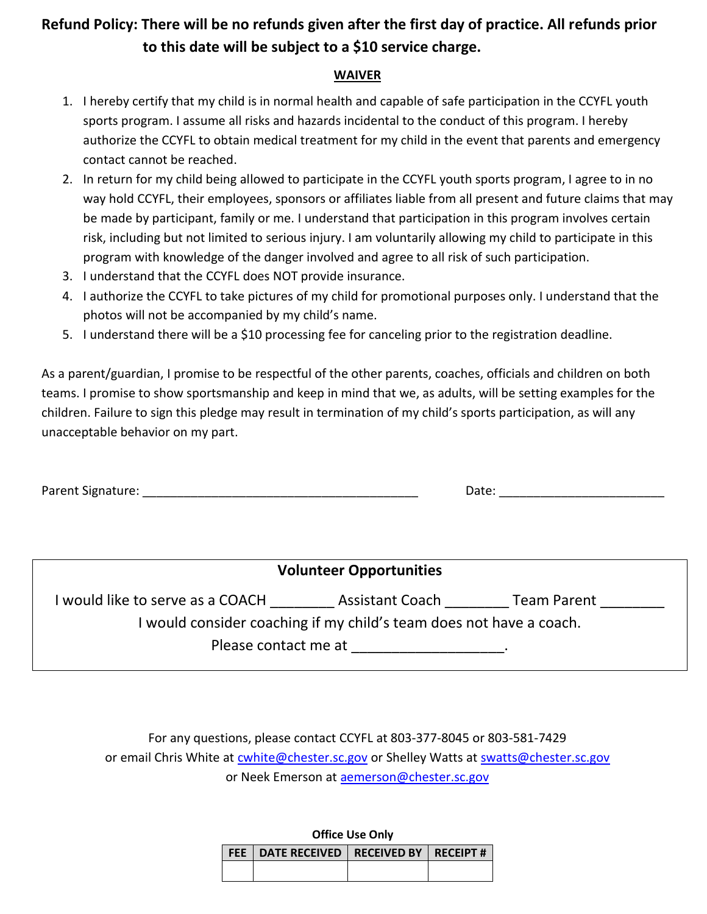**Refund Policy: There will be no refunds given after the first day of practice. All refunds prior to this date will be subject to a $10 service charge.**

## WAIVER

1. I hereby certify that my child is in normal health and capable of safe participation in the CCYFL youth sports program. I assume all risks and hazards incidental to the conduct of this program. I hereby authorize the CCYFL to obtain medical treatment for my child in the event that parents and emergency contact cannot be reached.
2. In return for my child being allowed to participate in the CCYFL youth sports program, I agree to in no way hold CCYFL, their employees, sponsors or affiliates liable from all present and future claims that may be made by participant, family or me. I understand that participation in this program involves certain risk, including but not limited to serious injury. I am voluntarily allowing my child to participate in this program with knowledge of the danger involved and agree to all risk of such participation.
3. I understand that the CCYFL does NOT provide insurance.
4. I authorize the CCYFL to take pictures of my child for promotional purposes only. I understand that the photos will not be accompanied by my child's name.
5. I understand there will be a $10 processing fee for canceling prior to the registration deadline.

As a parent/guardian, I promise to be respectful of the other parents, coaches, officials and children on both teams. I promise to show sportsmanship and keep in mind that we, as adults, will be setting examples for the children. Failure to sign this pledge may result in termination of my child's sports participation, as will any unacceptable behavior on my part.

Parent Signature: ________________________________________ Date: ________________________

**Volunteer Opportunities**

I would like to serve as a COACH ________ Assistant Coach ________ Team Parent ________

I would consider coaching if my child's team does not have a coach.

Please contact me at ___________________.

For any questions, please contact CCYFL at 803-377-8045 or 803-581-7429
or email Chris White at cwhite@chester.sc.gov or Shelley Watts at swatts@chester.sc.gov
or Neek Emerson at aemerson@chester.sc.gov

**Office Use Only**

| FEE | DATE RECEIVED | RECEIVED BY | RECEIPT # |
|---|---|---|---|
| | | | |